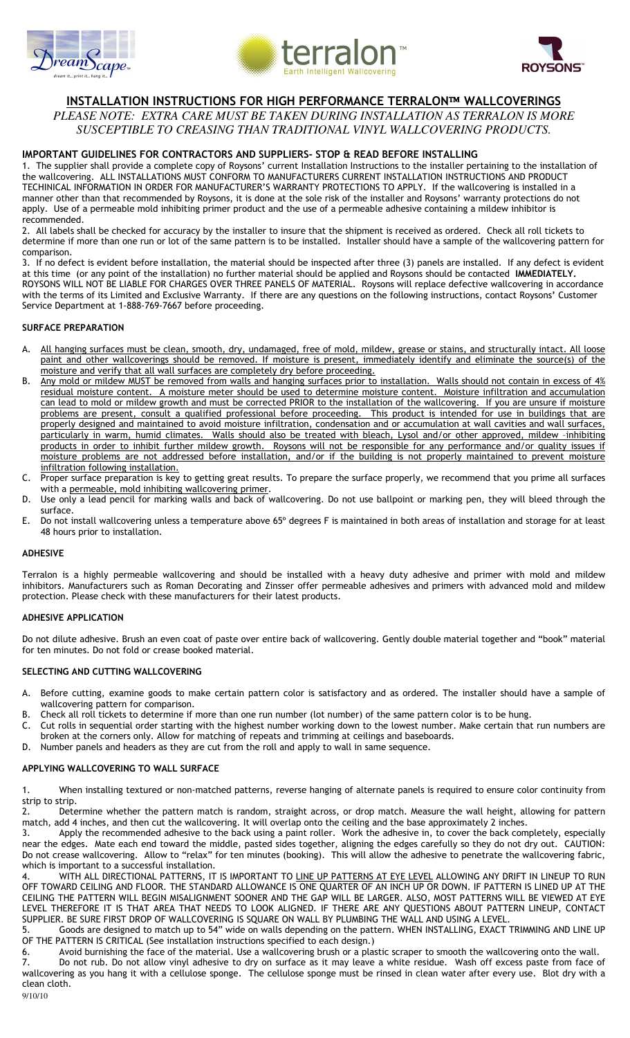# INSTALLATION INSTRUCTIONS FOR HIGH PERFORMANCE TERRALON™ WALLCOVERINGS

*PLEASE NOTE: EXTRA CARE MUST BE TAKEN DURING INSTALLATION AS TERRALON IS MORE SUSCEPTIBLE TO CREASING THAN TRADITIONAL VINYL WALLCOVERING PRODUCTS.*

## IMPORTANT GUIDELINES FOR CONTRACTORS AND SUPPLIERS- STOP & READ BEFORE INSTALLING

1. The supplier shall provide a complete copy of Roysons' current Installation Instructions to the installer pertaining to the installation of the wallcovering. ALL INSTALLATIONS MUST CONFORM TO MANUFACTURERS CURRENT INSTALLATION INSTRUCTIONS AND PRODUCT TECHINICAL INFORMATION IN ORDER FOR MANUFACTURER'S WARRANTY PROTECTIONS TO APPLY. If the wallcovering is installed in a manner other than that recommended by Roysons, it is done at the sole risk of the installer and Roysons' warranty protections do not apply. Use of a permeable mold inhibiting primer product and the use of a permeable adhesive containing a mildew inhibitor is recommended.
2. All labels shall be checked for accuracy by the installer to insure that the shipment is received as ordered. Check all roll tickets to determine if more than one run or lot of the same pattern is to be installed. Installer should have a sample of the wallcovering pattern for comparison.
3. If no defect is evident before installation, the material should be inspected after three (3) panels are installed. If any defect is evident at this time (or any point of the installation) no further material should be applied and Roysons should be contacted **IMMEDIATELY.** ROYSONS WILL NOT BE LIABLE FOR CHARGES OVER THREE PANELS OF MATERIAL. Roysons will replace defective wallcovering in accordance with the terms of its Limited and Exclusive Warranty. If there are any questions on the following instructions, contact Roysons' Customer Service Department at 1-888-769-7667 before proceeding.

## SURFACE PREPARATION

A. All hanging surfaces must be clean, smooth, dry, undamaged, free of mold, mildew, grease or stains, and structurally intact. All loose paint and other wallcoverings should be removed. If moisture is present, immediately identify and eliminate the source(s) of the moisture and verify that all wall surfaces are completely dry before proceeding.

B. Any mold or mildew MUST be removed from walls and hanging surfaces prior to installation. Walls should not contain in excess of 4% residual moisture content. A moisture meter should be used to determine moisture content. Moisture infiltration and accumulation can lead to mold or mildew growth and must be corrected PRIOR to the installation of the wallcovering. If you are unsure if moisture problems are present, consult a qualified professional before proceeding. This product is intended for use in buildings that are properly designed and maintained to avoid moisture infiltration, condensation and or accumulation at wall cavities and wall surfaces, particularly in warm, humid climates. Walls should also be treated with bleach, Lysol and/or other approved, mildew –inhibiting products in order to inhibit further mildew growth. Roysons will not be responsible for any performance and/or quality issues if moisture problems are not addressed before installation, and/or if the building is not properly maintained to prevent moisture infiltration following installation.

C. Proper surface preparation is key to getting great results. To prepare the surface properly, we recommend that you prime all surfaces with a permeable, mold inhibiting wallcovering primer.

D. Use only a lead pencil for marking walls and back of wallcovering. Do not use ballpoint or marking pen, they will bleed through the surface.

E. Do not install wallcovering unless a temperature above 65º degrees F is maintained in both areas of installation and storage for at least 48 hours prior to installation.

## ADHESIVE

Terralon is a highly permeable wallcovering and should be installed with a heavy duty adhesive and primer with mold and mildew inhibitors. Manufacturers such as Roman Decorating and Zinsser offer permeable adhesives and primers with advanced mold and mildew protection. Please check with these manufacturers for their latest products.

## ADHESIVE APPLICATION

Do not dilute adhesive. Brush an even coat of paste over entire back of wallcovering. Gently double material together and "book" material for ten minutes. Do not fold or crease booked material.

## SELECTING AND CUTTING WALLCOVERING

A. Before cutting, examine goods to make certain pattern color is satisfactory and as ordered. The installer should have a sample of wallcovering pattern for comparison.

B. Check all roll tickets to determine if more than one run number (lot number) of the same pattern color is to be hung.

C. Cut rolls in sequential order starting with the highest number working down to the lowest number. Make certain that run numbers are broken at the corners only. Allow for matching of repeats and trimming at ceilings and baseboards.

D. Number panels and headers as they are cut from the roll and apply to wall in same sequence.

## APPLYING WALLCOVERING TO WALL SURFACE

1. When installing textured or non-matched patterns, reverse hanging of alternate panels is required to ensure color continuity from strip to strip.
2. Determine whether the pattern match is random, straight across, or drop match. Measure the wall height, allowing for pattern match, add 4 inches, and then cut the wallcovering. It will overlap onto the ceiling and the base approximately 2 inches.
3. Apply the recommended adhesive to the back using a paint roller. Work the adhesive in, to cover the back completely, especially near the edges. Mate each end toward the middle, pasted sides together, aligning the edges carefully so they do not dry out. CAUTION: Do not crease wallcovering. Allow to "relax" for ten minutes (booking). This will allow the adhesive to penetrate the wallcovering fabric, which is important to a successful installation.
4. WITH ALL DIRECTIONAL PATTERNS, IT IS IMPORTANT TO LINE UP PATTERNS AT EYE LEVEL ALLOWING ANY DRIFT IN LINEUP TO RUN OFF TOWARD CEILING AND FLOOR. THE STANDARD ALLOWANCE IS ONE QUARTER OF AN INCH UP OR DOWN. IF PATTERN IS LINED UP AT THE CEILING THE PATTERN WILL BEGIN MISALIGNMENT SOONER AND THE GAP WILL BE LARGER. ALSO, MOST PATTERNS WILL BE VIEWED AT EYE LEVEL THEREFORE IT IS THAT AREA THAT NEEDS TO LOOK ALIGNED. IF THERE ARE ANY QUESTIONS ABOUT PATTERN LINEUP, CONTACT SUPPLIER. BE SURE FIRST DROP OF WALLCOVERING IS SQUARE ON WALL BY PLUMBING THE WALL AND USING A LEVEL.
5. Goods are designed to match up to 54" wide on walls depending on the pattern. WHEN INSTALLING, EXACT TRIMMING AND LINE UP OF THE PATTERN IS CRITICAL (See installation instructions specified to each design.)
6. Avoid burnishing the face of the material. Use a wallcovering brush or a plastic scraper to smooth the wallcovering onto the wall.
7. Do not rub. Do not allow vinyl adhesive to dry on surface as it may leave a white residue. Wash off excess paste from face of wallcovering as you hang it with a cellulose sponge. The cellulose sponge must be rinsed in clean water after every use. Blot dry with a clean cloth.

9/10/10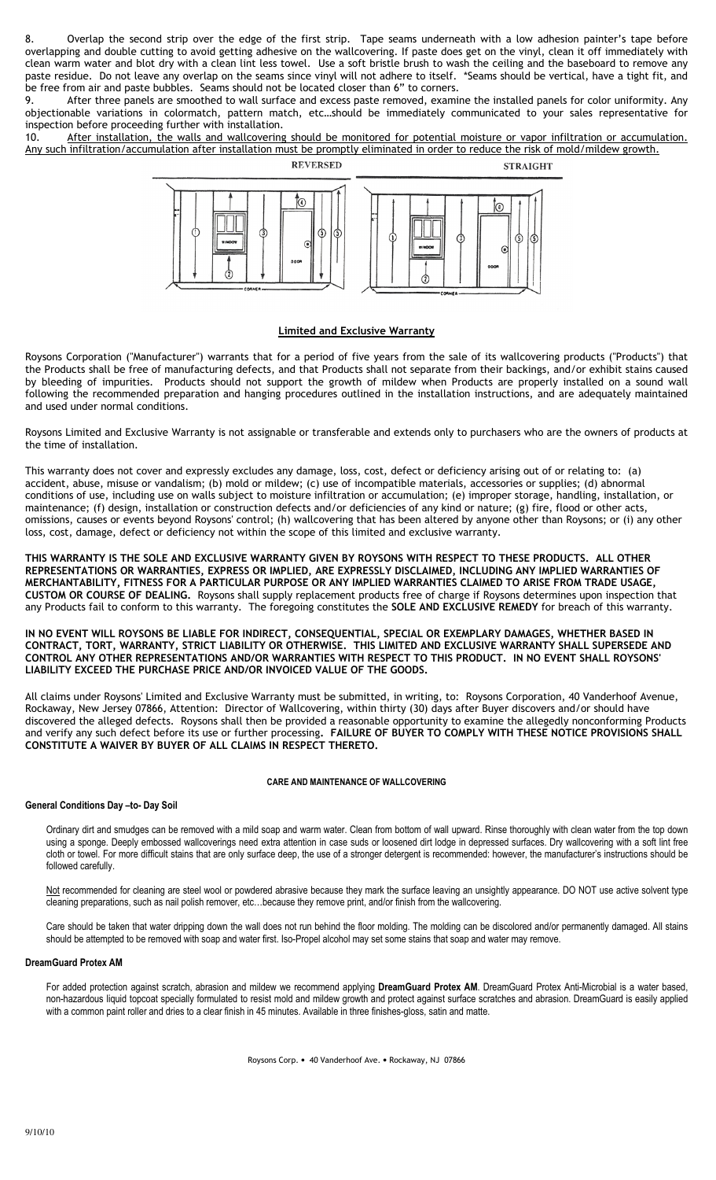8. Overlap the second strip over the edge of the first strip. Tape seams underneath with a low adhesion painter's tape before overlapping and double cutting to avoid getting adhesive on the wallcovering. If paste does get on the vinyl, clean it off immediately with clean warm water and blot dry with a clean lint less towel. Use a soft bristle brush to wash the ceiling and the baseboard to remove any paste residue. Do not leave any overlap on the seams since vinyl will not adhere to itself. *Seams should be vertical, have a tight fit, and be free from air and paste bubbles. Seams should not be located closer than 6" to corners.

9. After three panels are smoothed to wall surface and excess paste removed, examine the installed panels for color uniformity. Any objectionable variations in colormatch, pattern match, etc…should be immediately communicated to your sales representative for inspection before proceeding further with installation.

10. After installation, the walls and wallcovering should be monitored for potential moisture or vapor infiltration or accumulation. Any such infiltration/accumulation after installation must be promptly eliminated in order to reduce the risk of mold/mildew growth.

REVERSED

STRAIGHT

## Limited and Exclusive Warranty

Roysons Corporation ("Manufacturer") warrants that for a period of five years from the sale of its wallcovering products ("Products") that the Products shall be free of manufacturing defects, and that Products shall not separate from their backings, and/or exhibit stains caused by bleeding of impurities. Products should not support the growth of mildew when Products are properly installed on a sound wall following the recommended preparation and hanging procedures outlined in the installation instructions, and are adequately maintained and used under normal conditions.

Roysons Limited and Exclusive Warranty is not assignable or transferable and extends only to purchasers who are the owners of products at the time of installation.

This warranty does not cover and expressly excludes any damage, loss, cost, defect or deficiency arising out of or relating to: (a) accident, abuse, misuse or vandalism; (b) mold or mildew; (c) use of incompatible materials, accessories or supplies; (d) abnormal conditions of use, including use on walls subject to moisture infiltration or accumulation; (e) improper storage, handling, installation, or maintenance; (f) design, installation or construction defects and/or deficiencies of any kind or nature; (g) fire, flood or other acts, omissions, causes or events beyond Roysons' control; (h) wallcovering that has been altered by anyone other than Roysons; or (i) any other loss, cost, damage, defect or deficiency not within the scope of this limited and exclusive warranty.

**THIS WARRANTY IS THE SOLE AND EXCLUSIVE WARRANTY GIVEN BY ROYSONS WITH RESPECT TO THESE PRODUCTS. ALL OTHER REPRESENTATIONS OR WARRANTIES, EXPRESS OR IMPLIED, ARE EXPRESSLY DISCLAIMED, INCLUDING ANY IMPLIED WARRANTIES OF MERCHANTABILITY, FITNESS FOR A PARTICULAR PURPOSE OR ANY IMPLIED WARRANTIES CLAIMED TO ARISE FROM TRADE USAGE, CUSTOM OR COURSE OF DEALING.** Roysons shall supply replacement products free of charge if Roysons determines upon inspection that any Products fail to conform to this warranty. The foregoing constitutes the **SOLE AND EXCLUSIVE REMEDY** for breach of this warranty.

**IN NO EVENT WILL ROYSONS BE LIABLE FOR INDIRECT, CONSEQUENTIAL, SPECIAL OR EXEMPLARY DAMAGES, WHETHER BASED IN CONTRACT, TORT, WARRANTY, STRICT LIABILITY OR OTHERWISE. THIS LIMITED AND EXCLUSIVE WARRANTY SHALL SUPERSEDE AND CONTROL ANY OTHER REPRESENTATIONS AND/OR WARRANTIES WITH RESPECT TO THIS PRODUCT. IN NO EVENT SHALL ROYSONS' LIABILITY EXCEED THE PURCHASE PRICE AND/OR INVOICED VALUE OF THE GOODS.**

All claims under Roysons' Limited and Exclusive Warranty must be submitted, in writing, to: Roysons Corporation, 40 Vanderhoof Avenue, Rockaway, New Jersey 07866, Attention: Director of Wallcovering, within thirty (30) days after Buyer discovers and/or should have discovered the alleged defects. Roysons shall then be provided a reasonable opportunity to examine the allegedly nonconforming Products and verify any such defect before its use or further processing**. FAILURE OF BUYER TO COMPLY WITH THESE NOTICE PROVISIONS SHALL CONSTITUTE A WAIVER BY BUYER OF ALL CLAIMS IN RESPECT THERETO.**

## CARE AND MAINTENANCE OF WALLCOVERING

### General Conditions Day –to- Day Soil

Ordinary dirt and smudges can be removed with a mild soap and warm water. Clean from bottom of wall upward. Rinse thoroughly with clean water from the top down using a sponge. Deeply embossed wallcoverings need extra attention in case suds or loosened dirt lodge in depressed surfaces. Dry wallcovering with a soft lint free cloth or towel. For more difficult stains that are only surface deep, the use of a stronger detergent is recommended: however, the manufacturer's instructions should be followed carefully.

Not recommended for cleaning are steel wool or powdered abrasive because they mark the surface leaving an unsightly appearance. DO NOT use active solvent type cleaning preparations, such as nail polish remover, etc…because they remove print, and/or finish from the wallcovering.

Care should be taken that water dripping down the wall does not run behind the floor molding. The molding can be discolored and/or permanently damaged. All stains should be attempted to be removed with soap and water first. Iso-Propel alcohol may set some stains that soap and water may remove.

### DreamGuard Protex AM

For added protection against scratch, abrasion and mildew we recommend applying **DreamGuard Protex AM**. DreamGuard Protex Anti-Microbial is a water based, non-hazardous liquid topcoat specially formulated to resist mold and mildew growth and protect against surface scratches and abrasion. DreamGuard is easily applied with a common paint roller and dries to a clear finish in 45 minutes. Available in three finishes-gloss, satin and matte.

Roysons Corp. • 40 Vanderhoof Ave. • Rockaway, NJ 07866

9/10/10